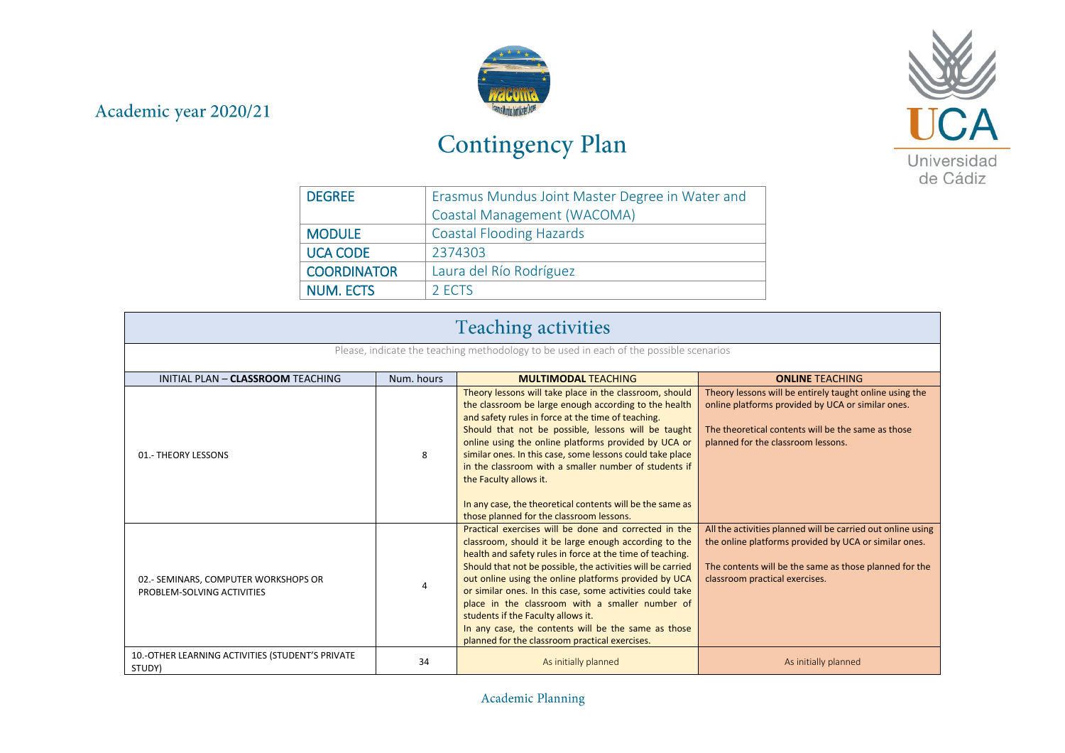Academic year 2020/21

# Contingency Plan

| DEGREE | Erasmus Mundus Joint Master Degree in Water and Coastal Management (WACOMA) |
|---|---|
| MODULE | Coastal Flooding Hazards |
| UCA CODE | 2374303 |
| COORDINATOR | Laura del Río Rodríguez |
| NUM. ECTS | 2 ECTS |

## Teaching activities

Please, indicate the teaching methodology to be used in each of the possible scenarios

| INITIAL PLAN – **CLASSROOM** TEACHING | Num. hours | **MULTIMODAL** TEACHING | **ONLINE** TEACHING |
|---|---|---|---|
| 01.- THEORY LESSONS | 8 | Theory lessons will take place in the classroom, should the classroom be large enough according to the health and safety rules in force at the time of teaching. Should that not be possible, lessons will be taught online using the online platforms provided by UCA or similar ones. In this case, some lessons could take place in the classroom with a smaller number of students if the Faculty allows it. <br><br> In any case, the theoretical contents will be the same as those planned for the classroom lessons. | Theory lessons will be entirely taught online using the online platforms provided by UCA or similar ones. <br><br> The theoretical contents will be the same as those planned for the classroom lessons. |
| 02.- SEMINARS, COMPUTER WORKSHOPS OR PROBLEM-SOLVING ACTIVITIES | 4 | Practical exercises will be done and corrected in the classroom, should it be large enough according to the health and safety rules in force at the time of teaching. Should that not be possible, the activities will be carried out online using the online platforms provided by UCA or similar ones. In this case, some activities could take place in the classroom with a smaller number of students if the Faculty allows it. <br> In any case, the contents will be the same as those planned for the classroom practical exercises. | All the activities planned will be carried out online using the online platforms provided by UCA or similar ones. <br><br> The contents will be the same as those planned for the classroom practical exercises. |
| 10.-OTHER LEARNING ACTIVITIES (STUDENT'S PRIVATE STUDY) | 34 | As initially planned | As initially planned |

Academic Planning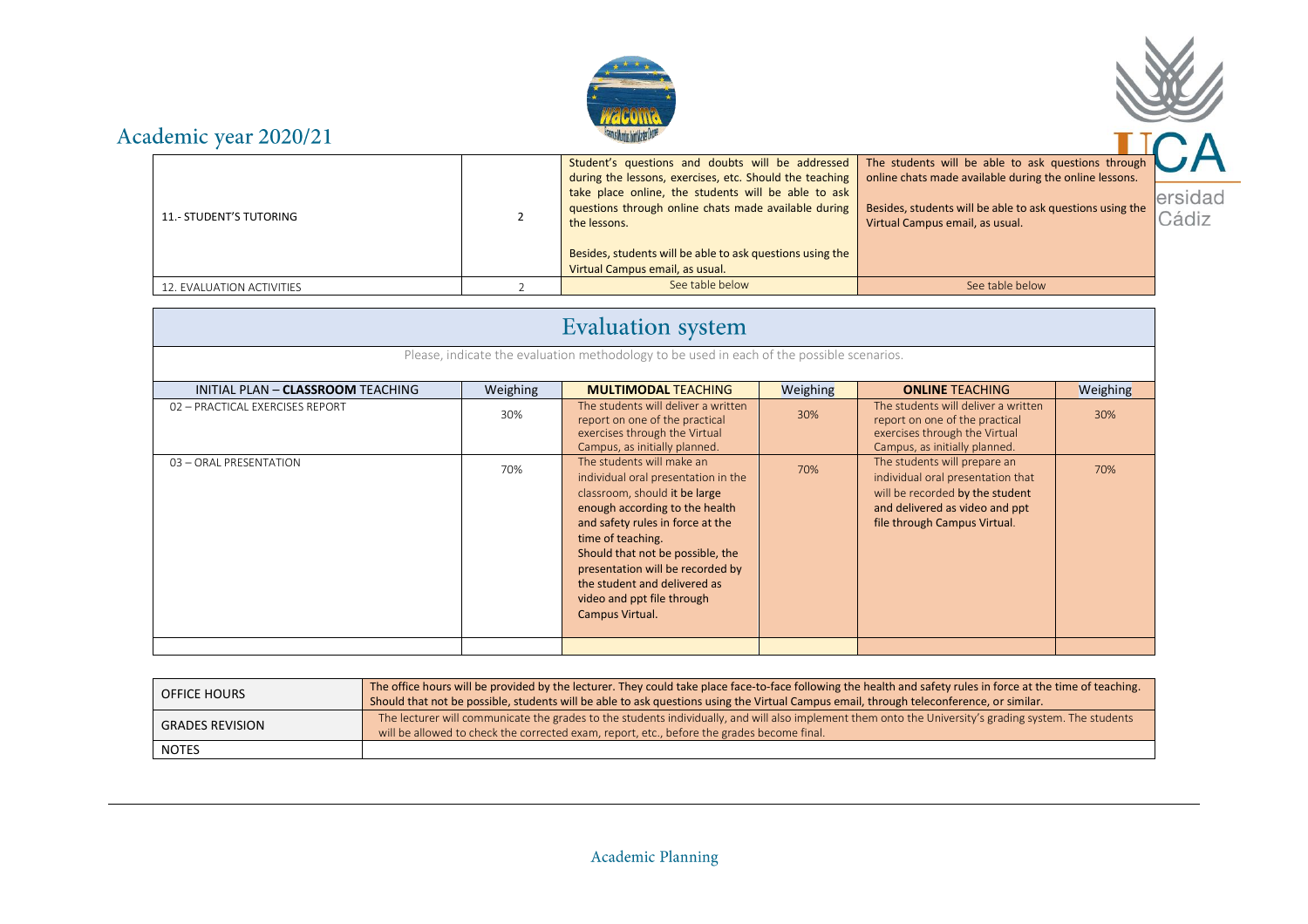Academic year 2020/21

| | | | |
|---|---|---|---|
| 11.- STUDENT'S TUTORING | 2 | Student's questions and doubts will be addressed during the lessons, exercises, etc. Should the teaching take place online, the students will be able to ask questions through online chats made available during the lessons. Besides, students will be able to ask questions using the Virtual Campus email, as usual. | The students will be able to ask questions through online chats made available during the online lessons. Besides, students will be able to ask questions using the Virtual Campus email, as usual. |
| 12. EVALUATION ACTIVITIES | 2 | See table below | See table below |

## Evaluation system

Please, indicate the evaluation methodology to be used in each of the possible scenarios.

| INITIAL PLAN – **CLASSROOM** TEACHING | Weighing | **MULTIMODAL** TEACHING | Weighing | **ONLINE** TEACHING | Weighing |
|---|---|---|---|---|---|
| 02 – PRACTICAL EXERCISES REPORT | 30% | The students will deliver a written report on one of the practical exercises through the Virtual Campus, as initially planned. | 30% | The students will deliver a written report on one of the practical exercises through the Virtual Campus, as initially planned. | 30% |
| 03 – ORAL PRESENTATION | 70% | The students will make an individual oral presentation in the classroom, should it be large enough according to the health and safety rules in force at the time of teaching. Should that not be possible, the presentation will be recorded by the student and delivered as video and ppt file through Campus Virtual. | 70% | The students will prepare an individual oral presentation that will be recorded by the student and delivered as video and ppt file through Campus Virtual. | 70% |
| | | | | | |

| | |
|---|---|
| OFFICE HOURS | The office hours will be provided by the lecturer. They could take place face-to-face following the health and safety rules in force at the time of teaching. Should that not be possible, students will be able to ask questions using the Virtual Campus email, through teleconference, or similar. |
| GRADES REVISION | The lecturer will communicate the grades to the students individually, and will also implement them onto the University's grading system. The students will be allowed to check the corrected exam, report, etc., before the grades become final. |
| NOTES | |

Academic Planning